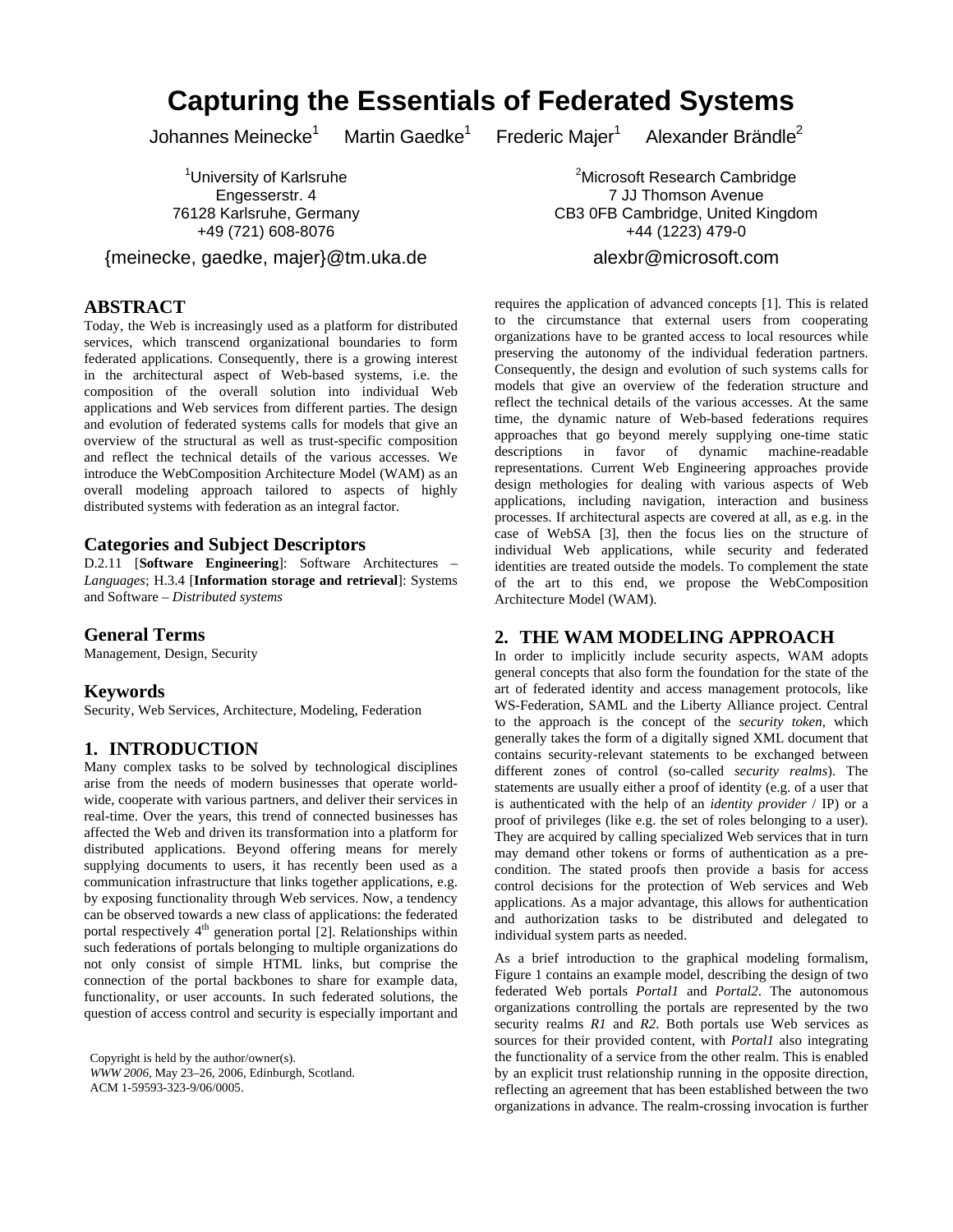# Capturing the Essentials of Federated Systems

Johannes Meinecke[1] Martin Gaedke[1] Frederic Majer[1] Alexander Brändle[2]

[1]University of Karlsruhe
Engesserstr. 4
76128 Karlsruhe, Germany
+49 (721) 608-8076
{meinecke, gaedke, majer}@tm.uka.de

[2]Microsoft Research Cambridge
7 JJ Thomson Avenue
CB3 0FB Cambridge, United Kingdom
+44 (1223) 479-0
alexbr@microsoft.com

## ABSTRACT

Today, the Web is increasingly used as a platform for distributed services, which transcend organizational boundaries to form federated applications. Consequently, there is a growing interest in the architectural aspect of Web-based systems, i.e. the composition of the overall solution into individual Web applications and Web services from different parties. The design and evolution of federated systems calls for models that give an overview of the structural as well as trust-specific composition and reflect the technical details of the various accesses. We introduce the WebComposition Architecture Model (WAM) as an overall modeling approach tailored to aspects of highly distributed systems with federation as an integral factor.

## Categories and Subject Descriptors

D.2.11 [**Software Engineering**]: Software Architectures – *Languages*; H.3.4 [**Information storage and retrieval**]: Systems and Software – *Distributed systems*

## General Terms

Management, Design, Security

## Keywords

Security, Web Services, Architecture, Modeling, Federation

## 1. INTRODUCTION

Many complex tasks to be solved by technological disciplines arise from the needs of modern businesses that operate world-wide, cooperate with various partners, and deliver their services in real-time. Over the years, this trend of connected businesses has affected the Web and driven its transformation into a platform for distributed applications. Beyond offering means for merely supplying documents to users, it has recently been used as a communication infrastructure that links together applications, e.g. by exposing functionality through Web services. Now, a tendency can be observed towards a new class of applications: the federated portal respectively 4th generation portal [2]. Relationships within such federations of portals belonging to multiple organizations do not only consist of simple HTML links, but comprise the connection of the portal backbones to share for example data, functionality, or user accounts. In such federated solutions, the question of access control and security is especially important and requires the application of advanced concepts [1]. This is related to the circumstance that external users from cooperating organizations have to be granted access to local resources while preserving the autonomy of the individual federation partners. Consequently, the design and evolution of such systems calls for models that give an overview of the federation structure and reflect the technical details of the various accesses. At the same time, the dynamic nature of Web-based federations requires approaches that go beyond merely supplying one-time static descriptions in favor of dynamic machine-readable representations. Current Web Engineering approaches provide design methologies for dealing with various aspects of Web applications, including navigation, interaction and business processes. If architectural aspects are covered at all, as e.g. in the case of WebSA [3], then the focus lies on the structure of individual Web applications, while security and federated identities are treated outside the models. To complement the state of the art to this end, we propose the WebComposition Architecture Model (WAM).

## 2. THE WAM MODELING APPROACH

In order to implicitly include security aspects, WAM adopts general concepts that also form the foundation for the state of the art of federated identity and access management protocols, like WS-Federation, SAML and the Liberty Alliance project. Central to the approach is the concept of the *security token*, which generally takes the form of a digitally signed XML document that contains security-relevant statements to be exchanged between different zones of control (so-called *security realms*). The statements are usually either a proof of identity (e.g. of a user that is authenticated with the help of an *identity provider* / IP) or a proof of privileges (like e.g. the set of roles belonging to a user). They are acquired by calling specialized Web services that in turn may demand other tokens or forms of authentication as a pre-condition. The stated proofs then provide a basis for access control decisions for the protection of Web services and Web applications. As a major advantage, this allows for authentication and authorization tasks to be distributed and delegated to individual system parts as needed.

As a brief introduction to the graphical modeling formalism, Figure 1 contains an example model, describing the design of two federated Web portals *Portal1* and *Portal2*. The autonomous organizations controlling the portals are represented by the two security realms *R1* and *R2*. Both portals use Web services as sources for their provided content, with *Portal1* also integrating the functionality of a service from the other realm. This is enabled by an explicit trust relationship running in the opposite direction, reflecting an agreement that has been established between the two organizations in advance. The realm-crossing invocation is further

Copyright is held by the author/owner(s).
*WWW 2006*, May 23–26, 2006, Edinburgh, Scotland.
ACM 1-59593-323-9/06/0005.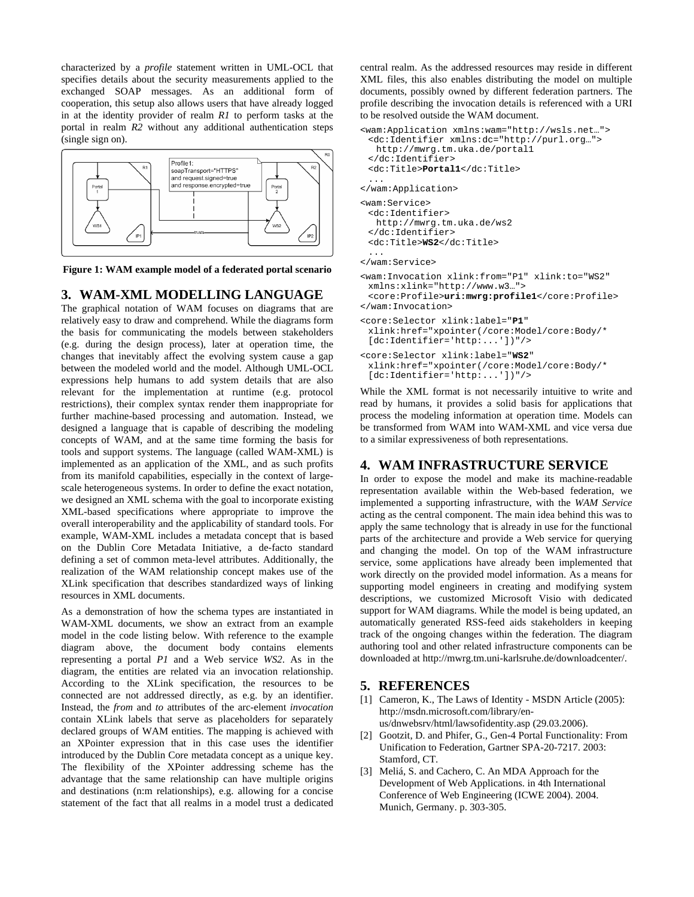characterized by a *profile* statement written in UML-OCL that specifies details about the security measurements applied to the exchanged SOAP messages. As an additional form of cooperation, this setup also allows users that have already logged in at the identity provider of realm *R1* to perform tasks at the portal in realm *R2* without any additional authentication steps (single sign on).

R0
R1
R2
Profile1:
soapTransport="HTTPS"
and request.signed=true
and response.encrypted=true
Portal 1
Portal 2
WS1
WS2
IP1
IP2
trusts

**Figure 1: WAM example model of a federated portal scenario**

## 3. WAM-XML MODELLING LANGUAGE

The graphical notation of WAM focuses on diagrams that are relatively easy to draw and comprehend. While the diagrams form the basis for communicating the models between stakeholders (e.g. during the design process), later at operation time, the changes that inevitably affect the evolving system cause a gap between the modeled world and the model. Although UML-OCL expressions help humans to add system details that are also relevant for the implementation at runtime (e.g. protocol restrictions), their complex syntax render them inappropriate for further machine-based processing and automation. Instead, we designed a language that is capable of describing the modeling concepts of WAM, and at the same time forming the basis for tools and support systems. The language (called WAM-XML) is implemented as an application of the XML, and as such profits from its manifold capabilities, especially in the context of large-scale heterogeneous systems. In order to define the exact notation, we designed an XML schema with the goal to incorporate existing XML-based specifications where appropriate to improve the overall interoperability and the applicability of standard tools. For example, WAM-XML includes a metadata concept that is based on the Dublin Core Metadata Initiative, a de-facto standard defining a set of common meta-level attributes. Additionally, the realization of the WAM relationship concept makes use of the XLink specification that describes standardized ways of linking resources in XML documents.

As a demonstration of how the schema types are instantiated in WAM-XML documents, we show an extract from an example model in the code listing below. With reference to the example diagram above, the document body contains elements representing a portal *P1* and a Web service *WS2*. As in the diagram, the entities are related via an invocation relationship. According to the XLink specification, the resources to be connected are not addressed directly, as e.g. by an identifier. Instead, the *from* and *to* attributes of the arc-element *invocation* contain XLink labels that serve as placeholders for separately declared groups of WAM entities. The mapping is achieved with an XPointer expression that in this case uses the identifier introduced by the Dublin Core metadata concept as a unique key. The flexibility of the XPointer addressing scheme has the advantage that the same relationship can have multiple origins and destinations (n:m relationships), e.g. allowing for a concise statement of the fact that all realms in a model trust a dedicated central realm. As the addressed resources may reside in different XML files, this also enables distributing the model on multiple documents, possibly owned by different federation partners. The profile describing the invocation details is referenced with a URI to be resolved outside the WAM document.

```
<wam:Application xmlns:wam="http://wsls.net…">
  <dc:Identifier xmlns:dc="http://purl.org…">
    http://mwrg.tm.uka.de/portal1
  </dc:Identifier>
  <dc:Title>Portal1</dc:Title>
  ...
</wam:Application>

<wam:Service>
  <dc:Identifier>
    http://mwrg.tm.uka.de/ws2
  </dc:Identifier>
  <dc:Title>WS2</dc:Title>
  ...
</wam:Service>

<wam:Invocation xlink:from="P1" xlink:to="WS2"
  xmlns:xlink="http://www.w3…">
  <core:Profile>uri:mwrg:profile1</core:Profile>
</wam:Invocation>

<core:Selector xlink:label="P1"
  xlink:href="xpointer(/core:Model/core:Body/*
  [dc:Identifier='http:...'])"/>

<core:Selector xlink:label="WS2"
  xlink:href="xpointer(/core:Model/core:Body/*
  [dc:Identifier='http:...'])"/>
```

While the XML format is not necessarily intuitive to write and read by humans, it provides a solid basis for applications that process the modeling information at operation time. Models can be transformed from WAM into WAM-XML and vice versa due to a similar expressiveness of both representations.

## 4. WAM INFRASTRUCTURE SERVICE

In order to expose the model and make its machine-readable representation available within the Web-based federation, we implemented a supporting infrastructure, with the *WAM Service* acting as the central component. The main idea behind this was to apply the same technology that is already in use for the functional parts of the architecture and provide a Web service for querying and changing the model. On top of the WAM infrastructure service, some applications have already been implemented that work directly on the provided model information. As a means for supporting model engineers in creating and modifying system descriptions, we customized Microsoft Visio with dedicated support for WAM diagrams. While the model is being updated, an automatically generated RSS-feed aids stakeholders in keeping track of the ongoing changes within the federation. The diagram authoring tool and other related infrastructure components can be downloaded at http://mwrg.tm.uni-karlsruhe.de/downloadcenter/.

## 5. REFERENCES

[1] Cameron, K., The Laws of Identity - MSDN Article (2005): http://msdn.microsoft.com/library/en-us/dnwebsrv/html/lawsofidentity.asp (29.03.2006).

[2] Gootzit, D. and Phifer, G., Gen-4 Portal Functionality: From Unification to Federation, Gartner SPA-20-7217. 2003: Stamford, CT.

[3] Meliá, S. and Cachero, C. An MDA Approach for the Development of Web Applications. in 4th International Conference of Web Engineering (ICWE 2004). 2004. Munich, Germany. p. 303-305.